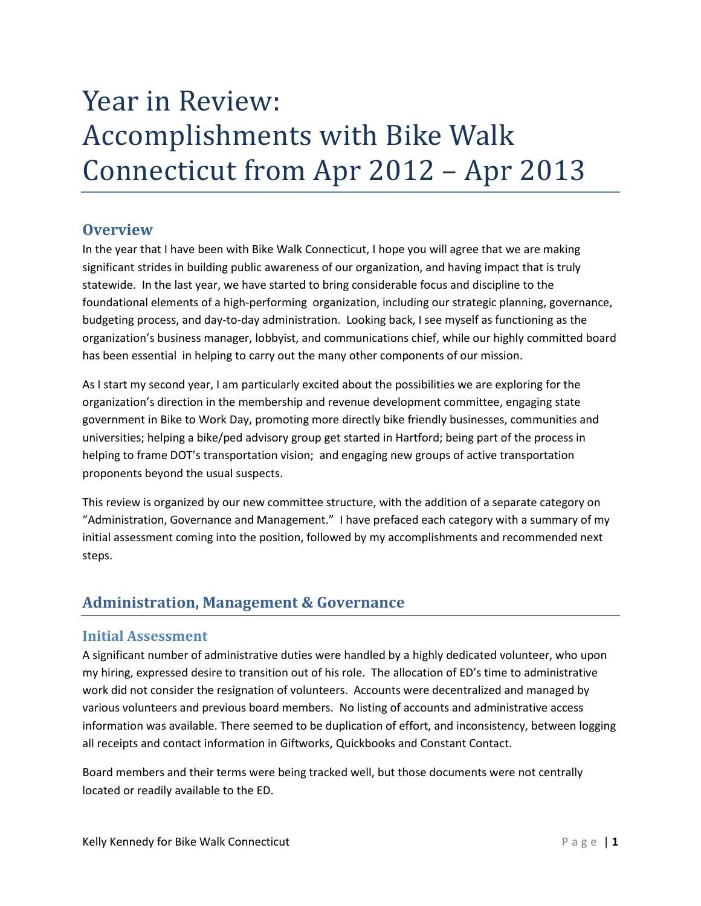# Year in Review: Accomplishments with Bike Walk Connecticut from Apr 2012 – Apr 2013

## Overview

In the year that I have been with Bike Walk Connecticut, I hope you will agree that we are making significant strides in building public awareness of our organization, and having impact that is truly statewide. In the last year, we have started to bring considerable focus and discipline to the foundational elements of a high-performing organization, including our strategic planning, governance, budgeting process, and day-to-day administration. Looking back, I see myself as functioning as the organization's business manager, lobbyist, and communications chief, while our highly committed board has been essential in helping to carry out the many other components of our mission.

As I start my second year, I am particularly excited about the possibilities we are exploring for the organization's direction in the membership and revenue development committee, engaging state government in Bike to Work Day, promoting more directly bike friendly businesses, communities and universities; helping a bike/ped advisory group get started in Hartford; being part of the process in helping to frame DOT's transportation vision; and engaging new groups of active transportation proponents beyond the usual suspects.

This review is organized by our new committee structure, with the addition of a separate category on "Administration, Governance and Management." I have prefaced each category with a summary of my initial assessment coming into the position, followed by my accomplishments and recommended next steps.

## Administration, Management & Governance

### Initial Assessment

A significant number of administrative duties were handled by a highly dedicated volunteer, who upon my hiring, expressed desire to transition out of his role. The allocation of ED's time to administrative work did not consider the resignation of volunteers. Accounts were decentralized and managed by various volunteers and previous board members. No listing of accounts and administrative access information was available. There seemed to be duplication of effort, and inconsistency, between logging all receipts and contact information in Giftworks, Quickbooks and Constant Contact.

Board members and their terms were being tracked well, but those documents were not centrally located or readily available to the ED.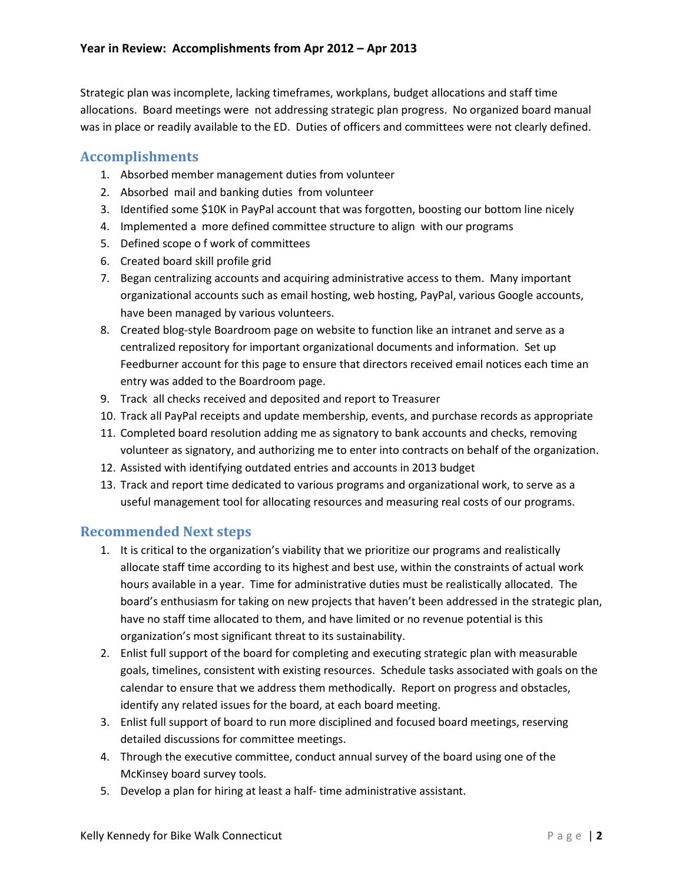### Year in Review: Accomplishments from Apr 2012 – Apr 2013

Strategic plan was incomplete, lacking timeframes, workplans, budget allocations and staff time allocations. Board meetings were not addressing strategic plan progress. No organized board manual was in place or readily available to the ED. Duties of officers and committees were not clearly defined.

## Accomplishments

1. Absorbed member management duties from volunteer
2. Absorbed mail and banking duties from volunteer
3. Identified some $10K in PayPal account that was forgotten, boosting our bottom line nicely
4. Implemented a more defined committee structure to align with our programs
5. Defined scope o f work of committees
6. Created board skill profile grid
7. Began centralizing accounts and acquiring administrative access to them. Many important organizational accounts such as email hosting, web hosting, PayPal, various Google accounts, have been managed by various volunteers.
8. Created blog-style Boardroom page on website to function like an intranet and serve as a centralized repository for important organizational documents and information. Set up Feedburner account for this page to ensure that directors received email notices each time an entry was added to the Boardroom page.
9. Track all checks received and deposited and report to Treasurer
10. Track all PayPal receipts and update membership, events, and purchase records as appropriate
11. Completed board resolution adding me as signatory to bank accounts and checks, removing volunteer as signatory, and authorizing me to enter into contracts on behalf of the organization.
12. Assisted with identifying outdated entries and accounts in 2013 budget
13. Track and report time dedicated to various programs and organizational work, to serve as a useful management tool for allocating resources and measuring real costs of our programs.

## Recommended Next steps

1. It is critical to the organization's viability that we prioritize our programs and realistically allocate staff time according to its highest and best use, within the constraints of actual work hours available in a year. Time for administrative duties must be realistically allocated. The board's enthusiasm for taking on new projects that haven't been addressed in the strategic plan, have no staff time allocated to them, and have limited or no revenue potential is this organization's most significant threat to its sustainability.
2. Enlist full support of the board for completing and executing strategic plan with measurable goals, timelines, consistent with existing resources. Schedule tasks associated with goals on the calendar to ensure that we address them methodically. Report on progress and obstacles, identify any related issues for the board, at each board meeting.
3. Enlist full support of board to run more disciplined and focused board meetings, reserving detailed discussions for committee meetings.
4. Through the executive committee, conduct annual survey of the board using one of the McKinsey board survey tools.
5. Develop a plan for hiring at least a half- time administrative assistant.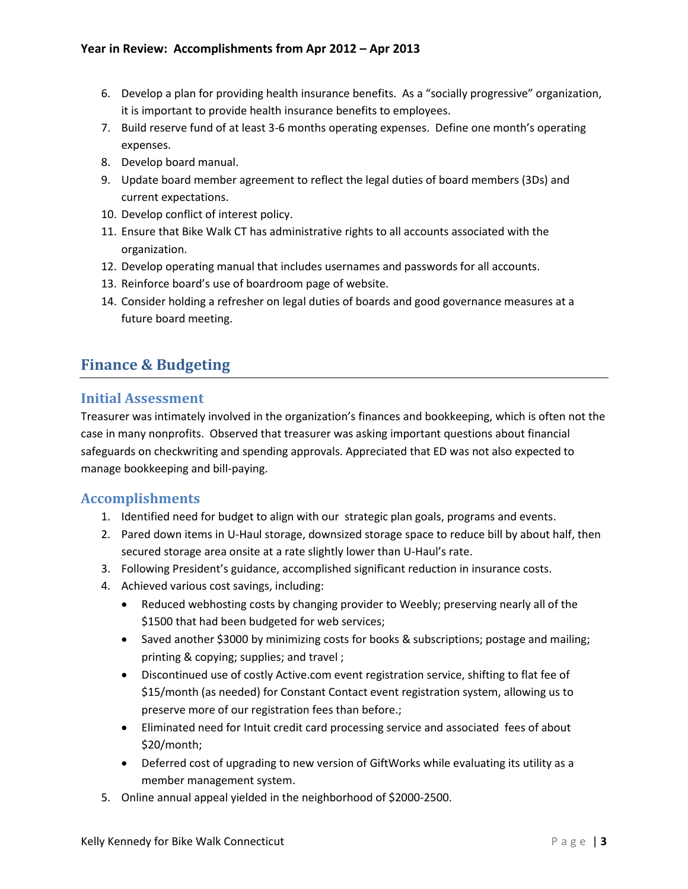6. Develop a plan for providing health insurance benefits. As a “socially progressive” organization, it is important to provide health insurance benefits to employees.
7. Build reserve fund of at least 3-6 months operating expenses. Define one month’s operating expenses.
8. Develop board manual.
9. Update board member agreement to reflect the legal duties of board members (3Ds) and current expectations.
10. Develop conflict of interest policy.
11. Ensure that Bike Walk CT has administrative rights to all accounts associated with the organization.
12. Develop operating manual that includes usernames and passwords for all accounts.
13. Reinforce board’s use of boardroom page of website.
14. Consider holding a refresher on legal duties of boards and good governance measures at a future board meeting.

## Finance & Budgeting

### Initial Assessment

Treasurer was intimately involved in the organization’s finances and bookkeeping, which is often not the case in many nonprofits. Observed that treasurer was asking important questions about financial safeguards on checkwriting and spending approvals. Appreciated that ED was not also expected to manage bookkeeping and bill-paying.

### Accomplishments

1. Identified need for budget to align with our strategic plan goals, programs and events.
2. Pared down items in U-Haul storage, downsized storage space to reduce bill by about half, then secured storage area onsite at a rate slightly lower than U-Haul’s rate.
3. Following President’s guidance, accomplished significant reduction in insurance costs.
4. Achieved various cost savings, including:
   - Reduced webhosting costs by changing provider to Weebly; preserving nearly all of the $1500 that had been budgeted for web services;
   - Saved another $3000 by minimizing costs for books & subscriptions; postage and mailing; printing & copying; supplies; and travel ;
   - Discontinued use of costly Active.com event registration service, shifting to flat fee of $15/month (as needed) for Constant Contact event registration system, allowing us to preserve more of our registration fees than before.;
   - Eliminated need for Intuit credit card processing service and associated fees of about $20/month;
   - Deferred cost of upgrading to new version of GiftWorks while evaluating its utility as a member management system.
5. Online annual appeal yielded in the neighborhood of $2000-2500.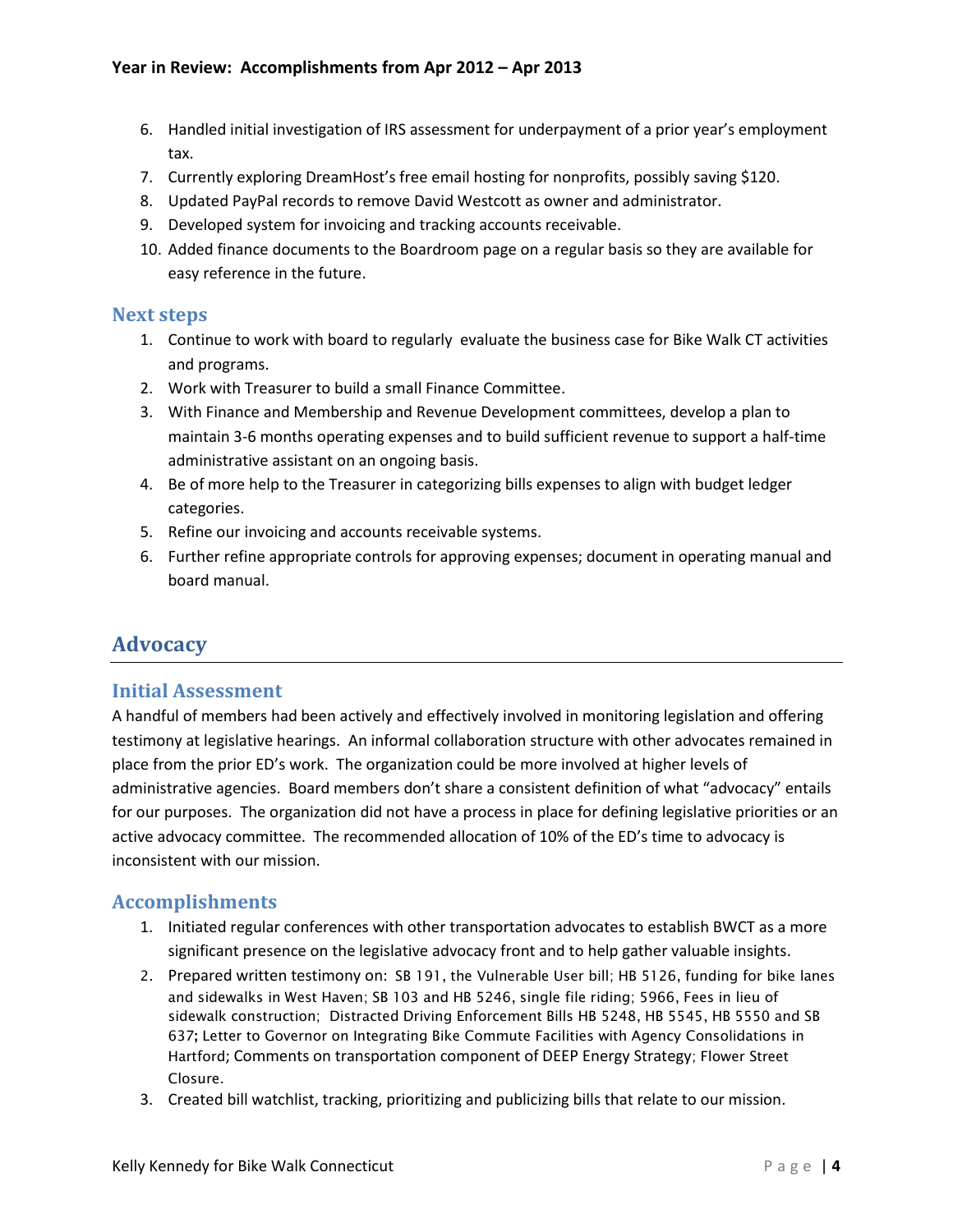6. Handled initial investigation of IRS assessment for underpayment of a prior year's employment tax.
7. Currently exploring DreamHost's free email hosting for nonprofits, possibly saving $120.
8. Updated PayPal records to remove David Westcott as owner and administrator.
9. Developed system for invoicing and tracking accounts receivable.
10. Added finance documents to the Boardroom page on a regular basis so they are available for easy reference in the future.

### Next steps

1. Continue to work with board to regularly evaluate the business case for Bike Walk CT activities and programs.
2. Work with Treasurer to build a small Finance Committee.
3. With Finance and Membership and Revenue Development committees, develop a plan to maintain 3-6 months operating expenses and to build sufficient revenue to support a half-time administrative assistant on an ongoing basis.
4. Be of more help to the Treasurer in categorizing bills expenses to align with budget ledger categories.
5. Refine our invoicing and accounts receivable systems.
6. Further refine appropriate controls for approving expenses; document in operating manual and board manual.

## Advocacy

### Initial Assessment

A handful of members had been actively and effectively involved in monitoring legislation and offering testimony at legislative hearings. An informal collaboration structure with other advocates remained in place from the prior ED's work. The organization could be more involved at higher levels of administrative agencies. Board members don't share a consistent definition of what "advocacy" entails for our purposes. The organization did not have a process in place for defining legislative priorities or an active advocacy committee. The recommended allocation of 10% of the ED's time to advocacy is inconsistent with our mission.

### Accomplishments

1. Initiated regular conferences with other transportation advocates to establish BWCT as a more significant presence on the legislative advocacy front and to help gather valuable insights.
2. Prepared written testimony on: SB 191, the Vulnerable User bill; HB 5126, funding for bike lanes and sidewalks in West Haven; SB 103 and HB 5246, single file riding; 5966, Fees in lieu of sidewalk construction; Distracted Driving Enforcement Bills HB 5248, HB 5545, HB 5550 and SB 637; Letter to Governor on Integrating Bike Commute Facilities with Agency Consolidations in Hartford; Comments on transportation component of DEEP Energy Strategy; Flower Street Closure.
3. Created bill watchlist, tracking, prioritizing and publicizing bills that relate to our mission.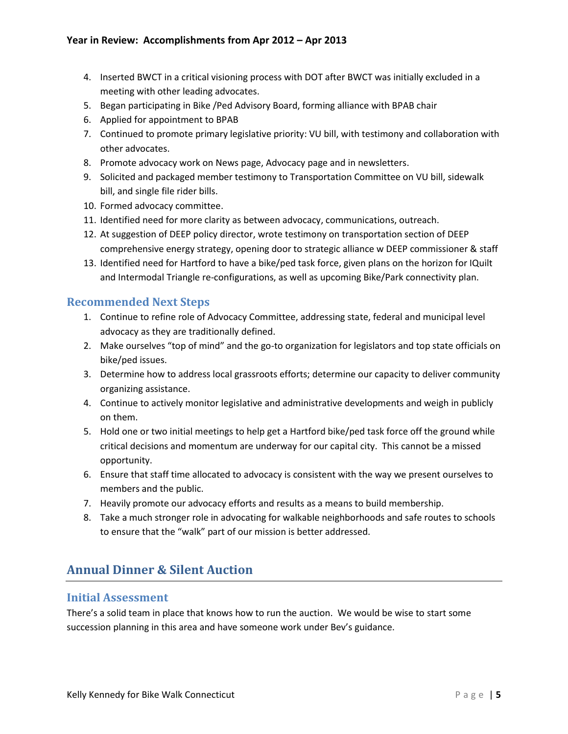4. Inserted BWCT in a critical visioning process with DOT after BWCT was initially excluded in a meeting with other leading advocates.
5. Began participating in Bike /Ped Advisory Board, forming alliance with BPAB chair
6. Applied for appointment to BPAB
7. Continued to promote primary legislative priority: VU bill, with testimony and collaboration with other advocates.
8. Promote advocacy work on News page, Advocacy page and in newsletters.
9. Solicited and packaged member testimony to Transportation Committee on VU bill, sidewalk bill, and single file rider bills.
10. Formed advocacy committee.
11. Identified need for more clarity as between advocacy, communications, outreach.
12. At suggestion of DEEP policy director, wrote testimony on transportation section of DEEP comprehensive energy strategy, opening door to strategic alliance w DEEP commissioner & staff
13. Identified need for Hartford to have a bike/ped task force, given plans on the horizon for IQuilt and Intermodal Triangle re-configurations, as well as upcoming Bike/Park connectivity plan.

### Recommended Next Steps

1. Continue to refine role of Advocacy Committee, addressing state, federal and municipal level advocacy as they are traditionally defined.
2. Make ourselves "top of mind" and the go-to organization for legislators and top state officials on bike/ped issues.
3. Determine how to address local grassroots efforts; determine our capacity to deliver community organizing assistance.
4. Continue to actively monitor legislative and administrative developments and weigh in publicly on them.
5. Hold one or two initial meetings to help get a Hartford bike/ped task force off the ground while critical decisions and momentum are underway for our capital city. This cannot be a missed opportunity.
6. Ensure that staff time allocated to advocacy is consistent with the way we present ourselves to members and the public.
7. Heavily promote our advocacy efforts and results as a means to build membership.
8. Take a much stronger role in advocating for walkable neighborhoods and safe routes to schools to ensure that the "walk" part of our mission is better addressed.

## Annual Dinner & Silent Auction

### Initial Assessment

There's a solid team in place that knows how to run the auction. We would be wise to start some succession planning in this area and have someone work under Bev's guidance.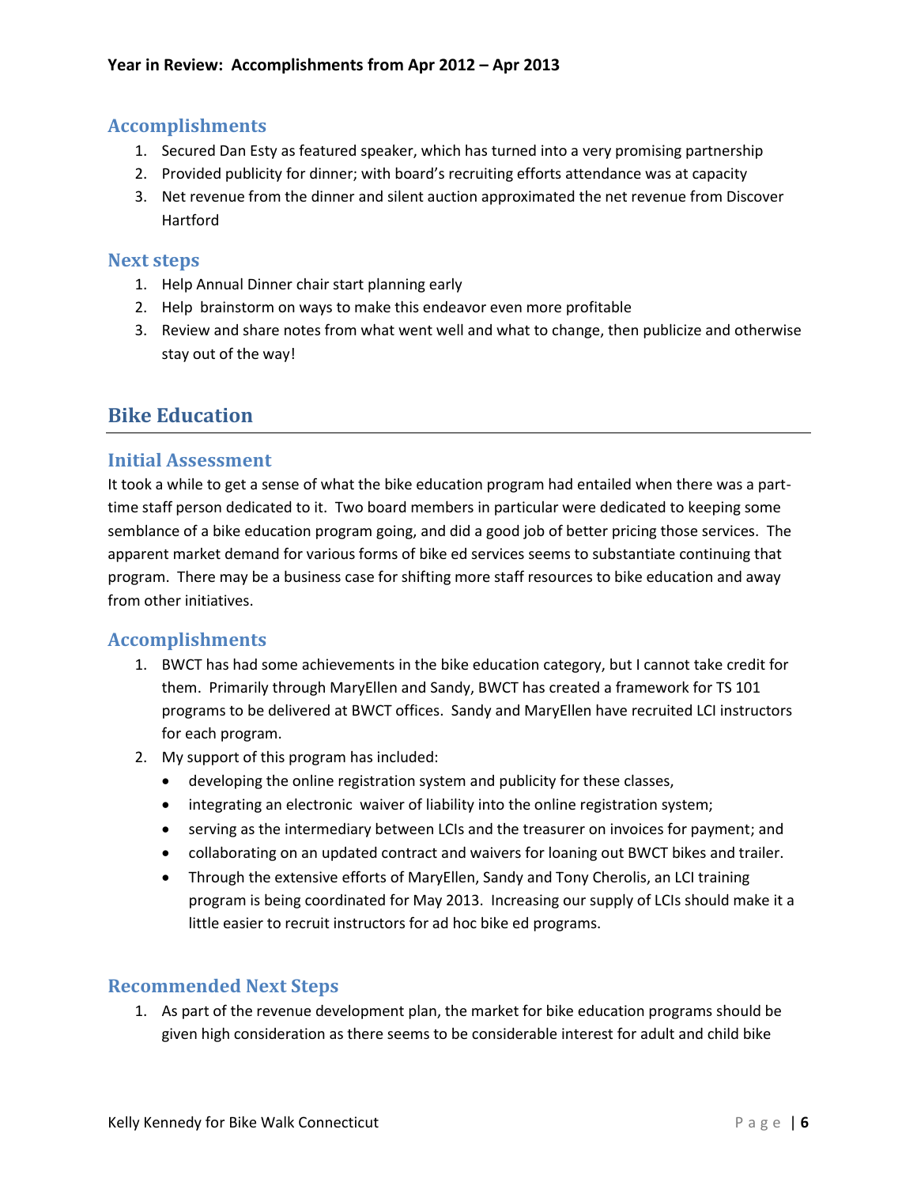### Accomplishments

1. Secured Dan Esty as featured speaker, which has turned into a very promising partnership
2. Provided publicity for dinner; with board's recruiting efforts attendance was at capacity
3. Net revenue from the dinner and silent auction approximated the net revenue from Discover Hartford

### Next steps

1. Help Annual Dinner chair start planning early
2. Help brainstorm on ways to make this endeavor even more profitable
3. Review and share notes from what went well and what to change, then publicize and otherwise stay out of the way!

## Bike Education

### Initial Assessment

It took a while to get a sense of what the bike education program had entailed when there was a part-time staff person dedicated to it. Two board members in particular were dedicated to keeping some semblance of a bike education program going, and did a good job of better pricing those services. The apparent market demand for various forms of bike ed services seems to substantiate continuing that program. There may be a business case for shifting more staff resources to bike education and away from other initiatives.

### Accomplishments

1. BWCT has had some achievements in the bike education category, but I cannot take credit for them. Primarily through MaryEllen and Sandy, BWCT has created a framework for TS 101 programs to be delivered at BWCT offices. Sandy and MaryEllen have recruited LCI instructors for each program.
2. My support of this program has included:
   - developing the online registration system and publicity for these classes,
   - integrating an electronic waiver of liability into the online registration system;
   - serving as the intermediary between LCIs and the treasurer on invoices for payment; and
   - collaborating on an updated contract and waivers for loaning out BWCT bikes and trailer.
   - Through the extensive efforts of MaryEllen, Sandy and Tony Cherolis, an LCI training program is being coordinated for May 2013. Increasing our supply of LCIs should make it a little easier to recruit instructors for ad hoc bike ed programs.

### Recommended Next Steps

1. As part of the revenue development plan, the market for bike education programs should be given high consideration as there seems to be considerable interest for adult and child bike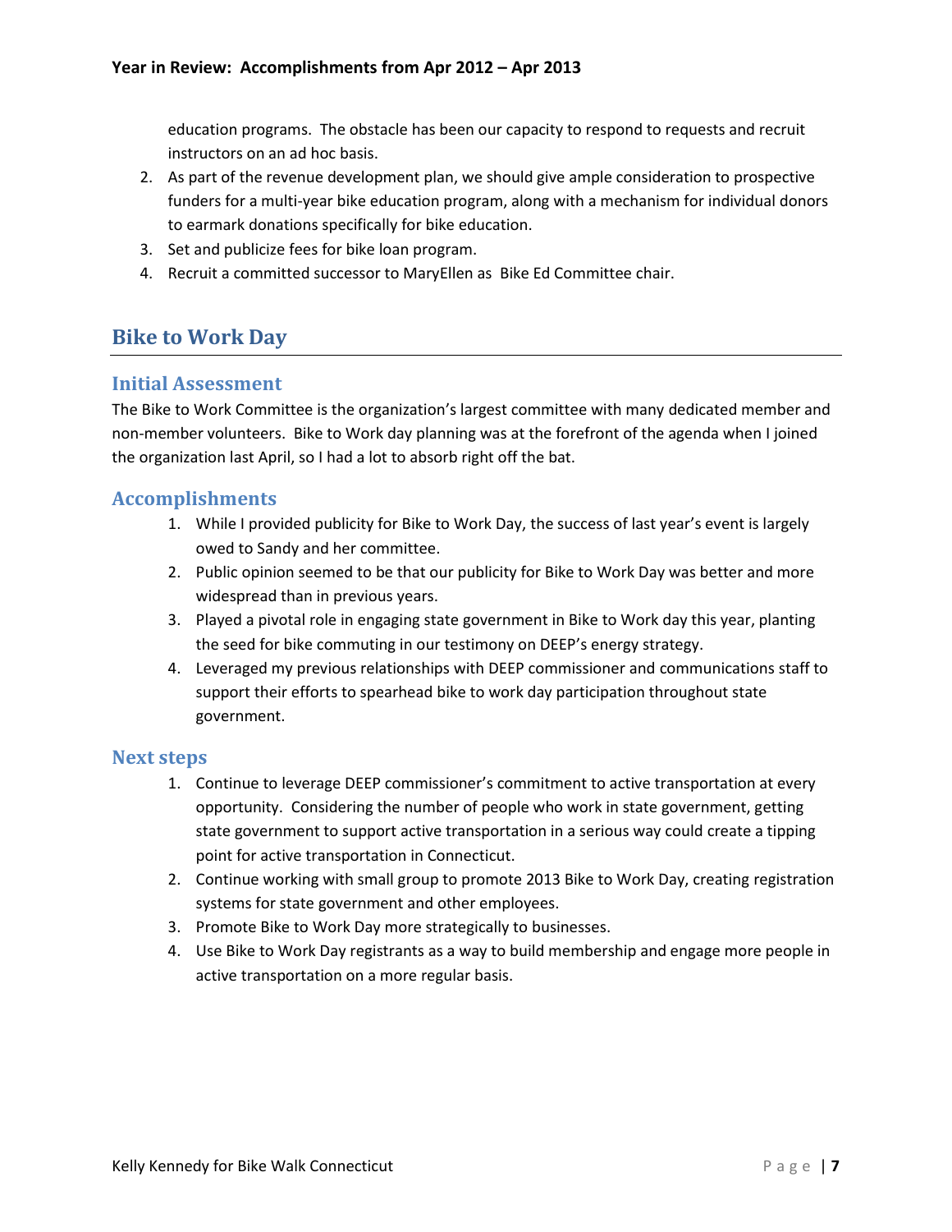education programs. The obstacle has been our capacity to respond to requests and recruit instructors on an ad hoc basis.

2. As part of the revenue development plan, we should give ample consideration to prospective funders for a multi-year bike education program, along with a mechanism for individual donors to earmark donations specifically for bike education.
3. Set and publicize fees for bike loan program.
4. Recruit a committed successor to MaryEllen as Bike Ed Committee chair.

## Bike to Work Day

### Initial Assessment

The Bike to Work Committee is the organization's largest committee with many dedicated member and non-member volunteers. Bike to Work day planning was at the forefront of the agenda when I joined the organization last April, so I had a lot to absorb right off the bat.

### Accomplishments

1. While I provided publicity for Bike to Work Day, the success of last year's event is largely owed to Sandy and her committee.
2. Public opinion seemed to be that our publicity for Bike to Work Day was better and more widespread than in previous years.
3. Played a pivotal role in engaging state government in Bike to Work day this year, planting the seed for bike commuting in our testimony on DEEP's energy strategy.
4. Leveraged my previous relationships with DEEP commissioner and communications staff to support their efforts to spearhead bike to work day participation throughout state government.

### Next steps

1. Continue to leverage DEEP commissioner's commitment to active transportation at every opportunity. Considering the number of people who work in state government, getting state government to support active transportation in a serious way could create a tipping point for active transportation in Connecticut.
2. Continue working with small group to promote 2013 Bike to Work Day, creating registration systems for state government and other employees.
3. Promote Bike to Work Day more strategically to businesses.
4. Use Bike to Work Day registrants as a way to build membership and engage more people in active transportation on a more regular basis.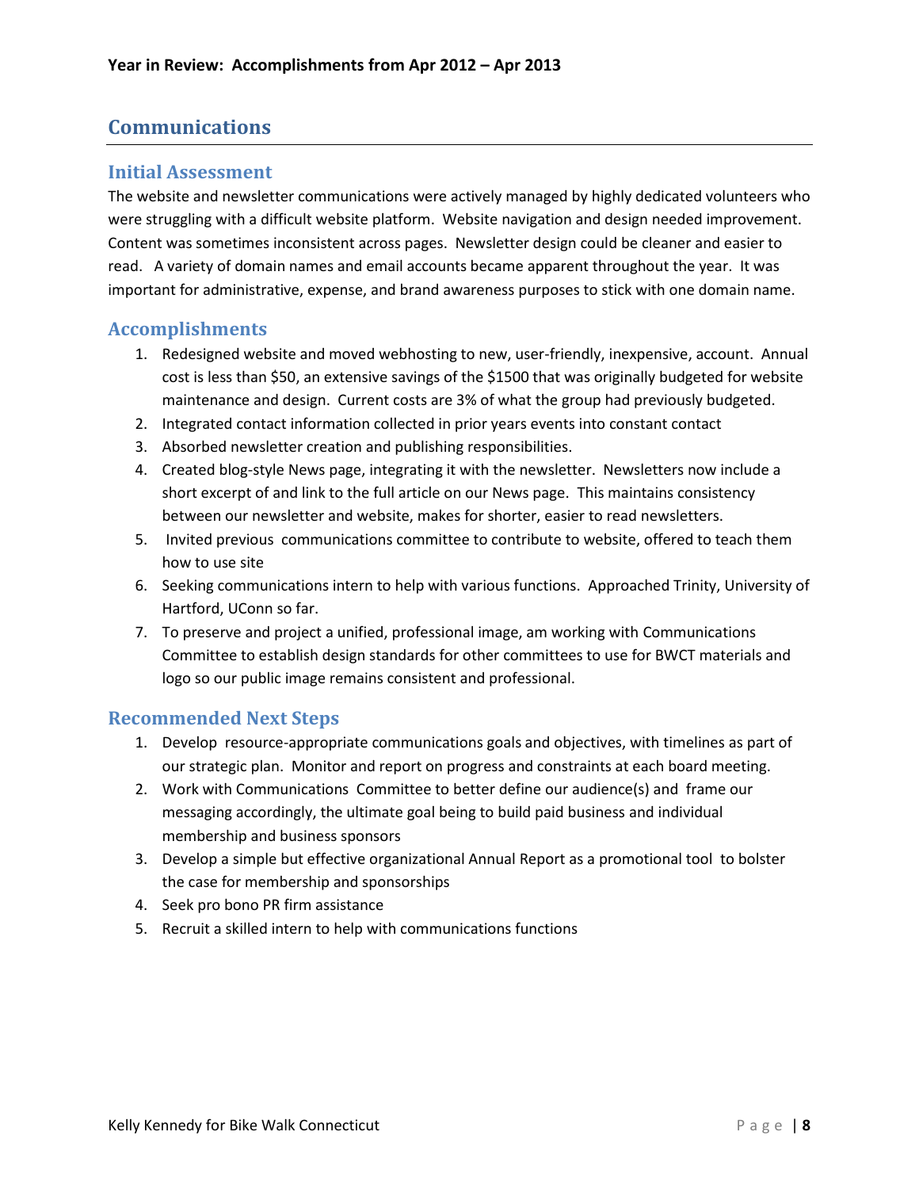**Year in Review: Accomplishments from Apr 2012 – Apr 2013**

# Communications

## Initial Assessment

The website and newsletter communications were actively managed by highly dedicated volunteers who were struggling with a difficult website platform. Website navigation and design needed improvement. Content was sometimes inconsistent across pages. Newsletter design could be cleaner and easier to read. A variety of domain names and email accounts became apparent throughout the year. It was important for administrative, expense, and brand awareness purposes to stick with one domain name.

## Accomplishments

1. Redesigned website and moved webhosting to new, user-friendly, inexpensive, account. Annual cost is less than $50, an extensive savings of the $1500 that was originally budgeted for website maintenance and design. Current costs are 3% of what the group had previously budgeted.
2. Integrated contact information collected in prior years events into constant contact
3. Absorbed newsletter creation and publishing responsibilities.
4. Created blog-style News page, integrating it with the newsletter. Newsletters now include a short excerpt of and link to the full article on our News page. This maintains consistency between our newsletter and website, makes for shorter, easier to read newsletters.
5. Invited previous communications committee to contribute to website, offered to teach them how to use site
6. Seeking communications intern to help with various functions. Approached Trinity, University of Hartford, UConn so far.
7. To preserve and project a unified, professional image, am working with Communications Committee to establish design standards for other committees to use for BWCT materials and logo so our public image remains consistent and professional.

## Recommended Next Steps

1. Develop resource-appropriate communications goals and objectives, with timelines as part of our strategic plan. Monitor and report on progress and constraints at each board meeting.
2. Work with Communications Committee to better define our audience(s) and frame our messaging accordingly, the ultimate goal being to build paid business and individual membership and business sponsors
3. Develop a simple but effective organizational Annual Report as a promotional tool to bolster the case for membership and sponsorships
4. Seek pro bono PR firm assistance
5. Recruit a skilled intern to help with communications functions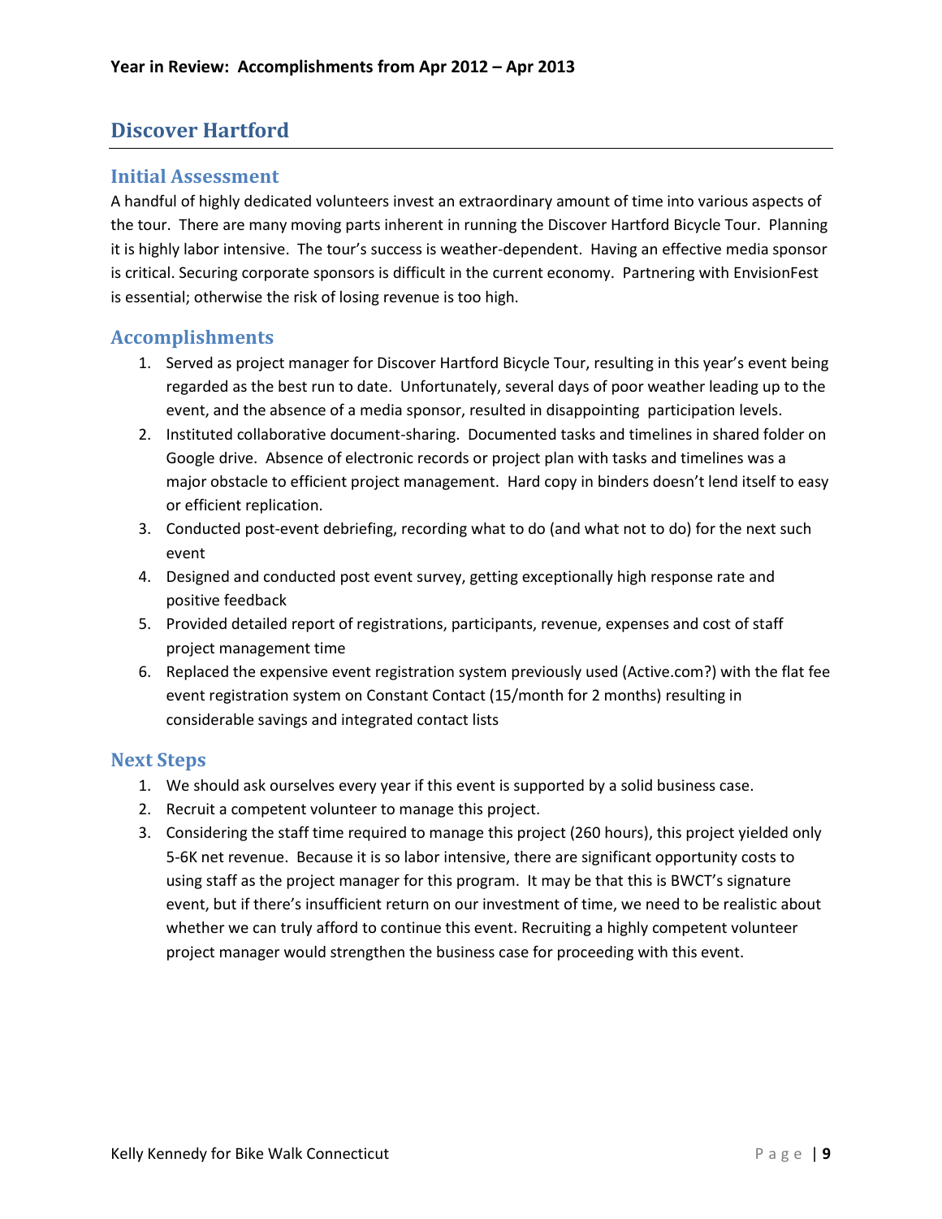**Year in Review: Accomplishments from Apr 2012 – Apr 2013**

## Discover Hartford

### Initial Assessment

A handful of highly dedicated volunteers invest an extraordinary amount of time into various aspects of the tour. There are many moving parts inherent in running the Discover Hartford Bicycle Tour. Planning it is highly labor intensive. The tour's success is weather-dependent. Having an effective media sponsor is critical. Securing corporate sponsors is difficult in the current economy. Partnering with EnvisionFest is essential; otherwise the risk of losing revenue is too high.

### Accomplishments

1. Served as project manager for Discover Hartford Bicycle Tour, resulting in this year's event being regarded as the best run to date. Unfortunately, several days of poor weather leading up to the event, and the absence of a media sponsor, resulted in disappointing participation levels.
2. Instituted collaborative document-sharing. Documented tasks and timelines in shared folder on Google drive. Absence of electronic records or project plan with tasks and timelines was a major obstacle to efficient project management. Hard copy in binders doesn't lend itself to easy or efficient replication.
3. Conducted post-event debriefing, recording what to do (and what not to do) for the next such event
4. Designed and conducted post event survey, getting exceptionally high response rate and positive feedback
5. Provided detailed report of registrations, participants, revenue, expenses and cost of staff project management time
6. Replaced the expensive event registration system previously used (Active.com?) with the flat fee event registration system on Constant Contact (15/month for 2 months) resulting in considerable savings and integrated contact lists

### Next Steps

1. We should ask ourselves every year if this event is supported by a solid business case.
2. Recruit a competent volunteer to manage this project.
3. Considering the staff time required to manage this project (260 hours), this project yielded only 5-6K net revenue. Because it is so labor intensive, there are significant opportunity costs to using staff as the project manager for this program. It may be that this is BWCT's signature event, but if there's insufficient return on our investment of time, we need to be realistic about whether we can truly afford to continue this event. Recruiting a highly competent volunteer project manager would strengthen the business case for proceeding with this event.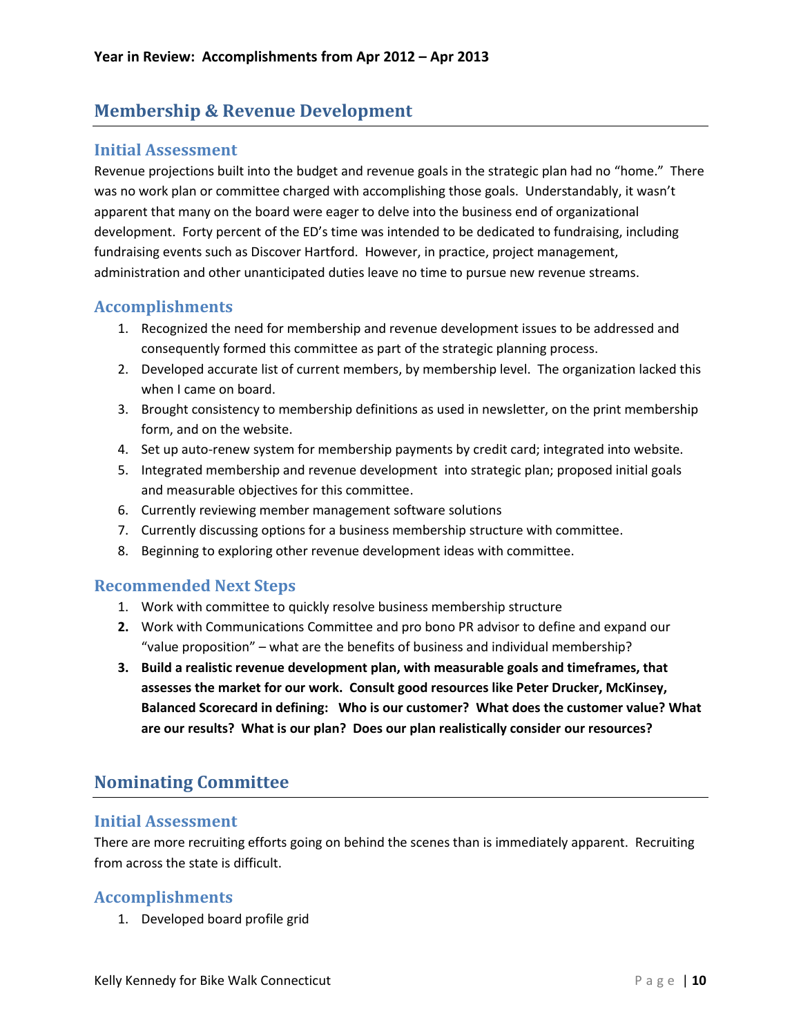**Year in Review: Accomplishments from Apr 2012 – Apr 2013**

## Membership & Revenue Development

### Initial Assessment

Revenue projections built into the budget and revenue goals in the strategic plan had no "home." There was no work plan or committee charged with accomplishing those goals. Understandably, it wasn't apparent that many on the board were eager to delve into the business end of organizational development. Forty percent of the ED's time was intended to be dedicated to fundraising, including fundraising events such as Discover Hartford. However, in practice, project management, administration and other unanticipated duties leave no time to pursue new revenue streams.

### Accomplishments

1. Recognized the need for membership and revenue development issues to be addressed and consequently formed this committee as part of the strategic planning process.
2. Developed accurate list of current members, by membership level. The organization lacked this when I came on board.
3. Brought consistency to membership definitions as used in newsletter, on the print membership form, and on the website.
4. Set up auto-renew system for membership payments by credit card; integrated into website.
5. Integrated membership and revenue development into strategic plan; proposed initial goals and measurable objectives for this committee.
6. Currently reviewing member management software solutions
7. Currently discussing options for a business membership structure with committee.
8. Beginning to exploring other revenue development ideas with committee.

### Recommended Next Steps

1. Work with committee to quickly resolve business membership structure
2. Work with Communications Committee and pro bono PR advisor to define and expand our "value proposition" – what are the benefits of business and individual membership?
3. **Build a realistic revenue development plan, with measurable goals and timeframes, that assesses the market for our work. Consult good resources like Peter Drucker, McKinsey, Balanced Scorecard in defining: Who is our customer? What does the customer value? What are our results? What is our plan? Does our plan realistically consider our resources?**

## Nominating Committee

### Initial Assessment

There are more recruiting efforts going on behind the scenes than is immediately apparent. Recruiting from across the state is difficult.

### Accomplishments

1. Developed board profile grid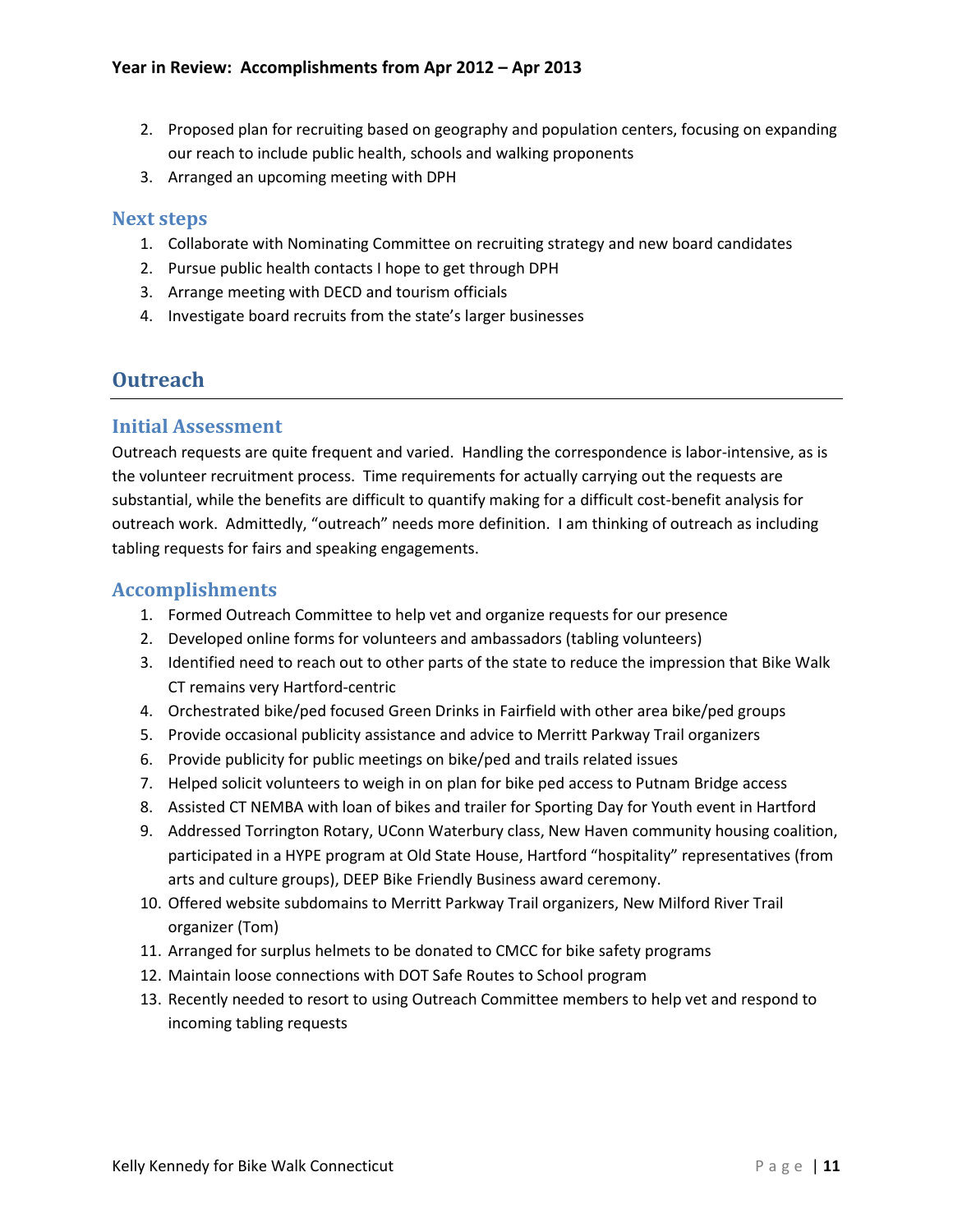2. Proposed plan for recruiting based on geography and population centers, focusing on expanding our reach to include public health, schools and walking proponents
3. Arranged an upcoming meeting with DPH

### Next steps

1. Collaborate with Nominating Committee on recruiting strategy and new board candidates
2. Pursue public health contacts I hope to get through DPH
3. Arrange meeting with DECD and tourism officials
4. Investigate board recruits from the state's larger businesses

## Outreach

### Initial Assessment

Outreach requests are quite frequent and varied. Handling the correspondence is labor-intensive, as is the volunteer recruitment process. Time requirements for actually carrying out the requests are substantial, while the benefits are difficult to quantify making for a difficult cost-benefit analysis for outreach work. Admittedly, "outreach" needs more definition. I am thinking of outreach as including tabling requests for fairs and speaking engagements.

### Accomplishments

1. Formed Outreach Committee to help vet and organize requests for our presence
2. Developed online forms for volunteers and ambassadors (tabling volunteers)
3. Identified need to reach out to other parts of the state to reduce the impression that Bike Walk CT remains very Hartford-centric
4. Orchestrated bike/ped focused Green Drinks in Fairfield with other area bike/ped groups
5. Provide occasional publicity assistance and advice to Merritt Parkway Trail organizers
6. Provide publicity for public meetings on bike/ped and trails related issues
7. Helped solicit volunteers to weigh in on plan for bike ped access to Putnam Bridge access
8. Assisted CT NEMBA with loan of bikes and trailer for Sporting Day for Youth event in Hartford
9. Addressed Torrington Rotary, UConn Waterbury class, New Haven community housing coalition, participated in a HYPE program at Old State House, Hartford "hospitality" representatives (from arts and culture groups), DEEP Bike Friendly Business award ceremony.
10. Offered website subdomains to Merritt Parkway Trail organizers, New Milford River Trail organizer (Tom)
11. Arranged for surplus helmets to be donated to CMCC for bike safety programs
12. Maintain loose connections with DOT Safe Routes to School program
13. Recently needed to resort to using Outreach Committee members to help vet and respond to incoming tabling requests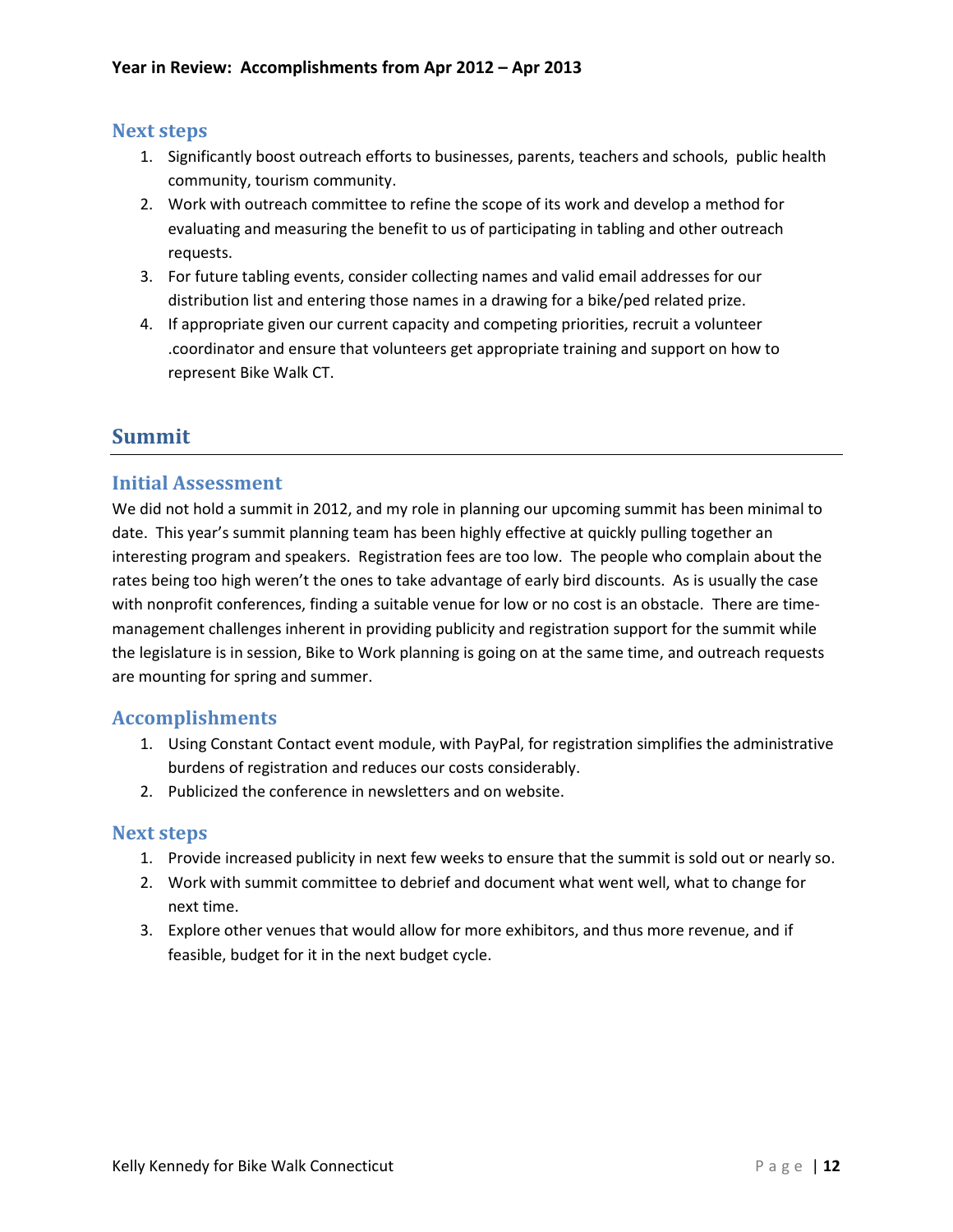### Next steps

1. Significantly boost outreach efforts to businesses, parents, teachers and schools, public health community, tourism community.
2. Work with outreach committee to refine the scope of its work and develop a method for evaluating and measuring the benefit to us of participating in tabling and other outreach requests.
3. For future tabling events, consider collecting names and valid email addresses for our distribution list and entering those names in a drawing for a bike/ped related prize.
4. If appropriate given our current capacity and competing priorities, recruit a volunteer .coordinator and ensure that volunteers get appropriate training and support on how to represent Bike Walk CT.

## Summit

### Initial Assessment

We did not hold a summit in 2012, and my role in planning our upcoming summit has been minimal to date. This year's summit planning team has been highly effective at quickly pulling together an interesting program and speakers. Registration fees are too low. The people who complain about the rates being too high weren't the ones to take advantage of early bird discounts. As is usually the case with nonprofit conferences, finding a suitable venue for low or no cost is an obstacle. There are time-management challenges inherent in providing publicity and registration support for the summit while the legislature is in session, Bike to Work planning is going on at the same time, and outreach requests are mounting for spring and summer.

### Accomplishments

1. Using Constant Contact event module, with PayPal, for registration simplifies the administrative burdens of registration and reduces our costs considerably.
2. Publicized the conference in newsletters and on website.

### Next steps

1. Provide increased publicity in next few weeks to ensure that the summit is sold out or nearly so.
2. Work with summit committee to debrief and document what went well, what to change for next time.
3. Explore other venues that would allow for more exhibitors, and thus more revenue, and if feasible, budget for it in the next budget cycle.